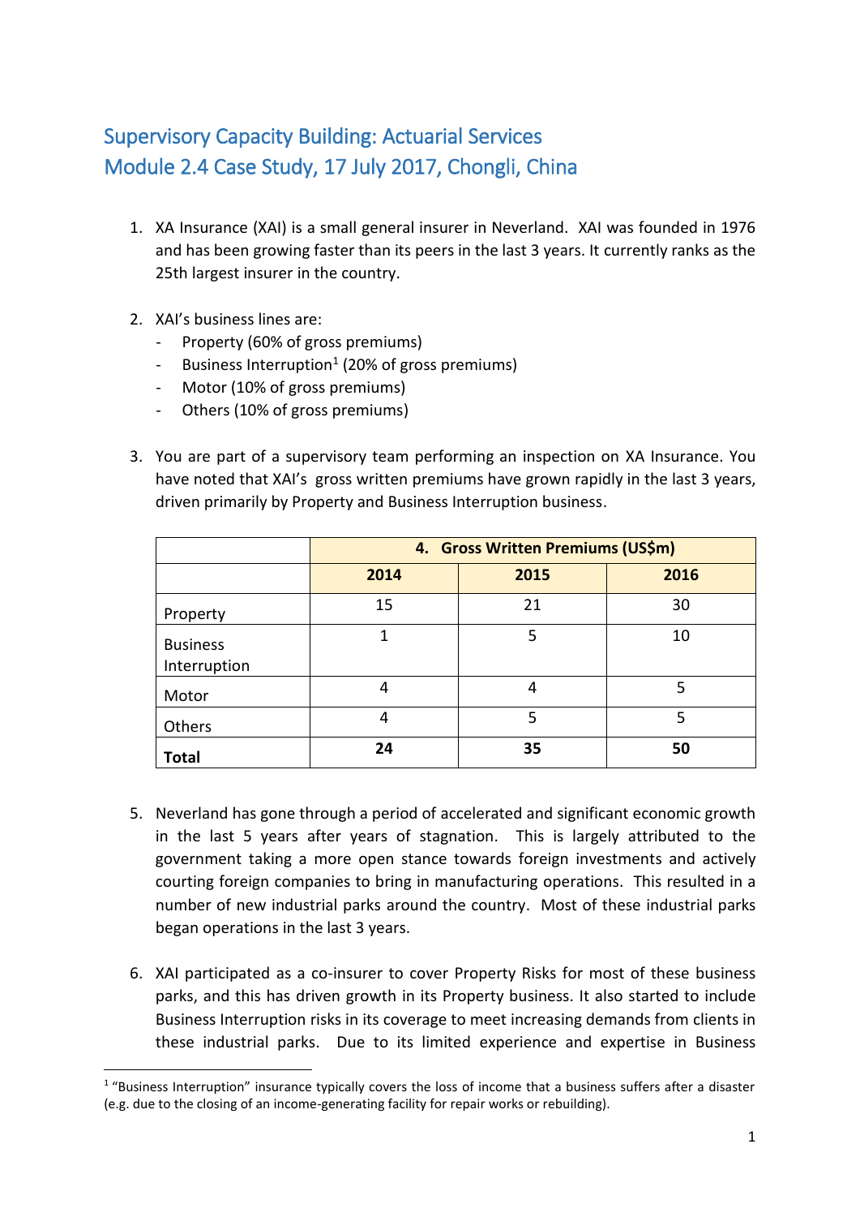# Supervisory Capacity Building: Actuarial Services
# Module 2.4 Case Study, 17 July 2017, Chongli, China

1. XA Insurance (XAI) is a small general insurer in Neverland. XAI was founded in 1976 and has been growing faster than its peers in the last 3 years. It currently ranks as the 25th largest insurer in the country.

2. XAI's business lines are:
   - Property (60% of gross premiums)
   - Business Interruption[1] (20% of gross premiums)
   - Motor (10% of gross premiums)
   - Others (10% of gross premiums)

3. You are part of a supervisory team performing an inspection on XA Insurance. You have noted that XAI's gross written premiums have grown rapidly in the last 3 years, driven primarily by Property and Business Interruption business.

4. Gross Written Premiums (US$m)

| | 2014 | 2015 | 2016 |
|---|---|---|---|
| Property | 15 | 21 | 30 |
| Business Interruption | 1 | 5 | 10 |
| Motor | 4 | 4 | 5 |
| Others | 4 | 5 | 5 |
| **Total** | **24** | **35** | **50** |

5. Neverland has gone through a period of accelerated and significant economic growth in the last 5 years after years of stagnation. This is largely attributed to the government taking a more open stance towards foreign investments and actively courting foreign companies to bring in manufacturing operations. This resulted in a number of new industrial parks around the country. Most of these industrial parks began operations in the last 3 years.

6. XAI participated as a co-insurer to cover Property Risks for most of these business parks, and this has driven growth in its Property business. It also started to include Business Interruption risks in its coverage to meet increasing demands from clients in these industrial parks. Due to its limited experience and expertise in Business

[1] "Business Interruption" insurance typically covers the loss of income that a business suffers after a disaster (e.g. due to the closing of an income-generating facility for repair works or rebuilding).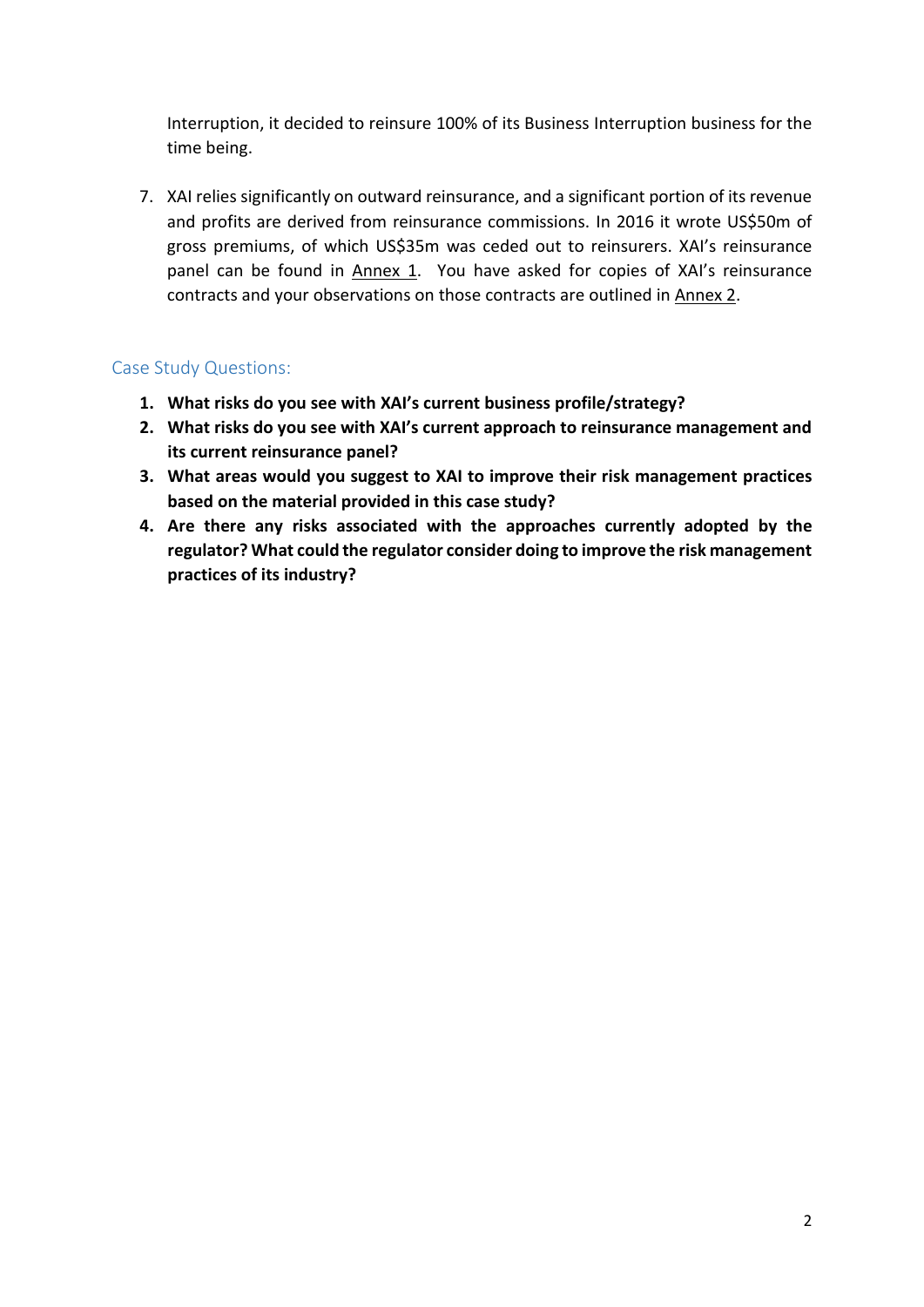Interruption, it decided to reinsure 100% of its Business Interruption business for the time being.

7. XAI relies significantly on outward reinsurance, and a significant portion of its revenue and profits are derived from reinsurance commissions. In 2016 it wrote US$50m of gross premiums, of which US$35m was ceded out to reinsurers. XAI's reinsurance panel can be found in Annex 1. You have asked for copies of XAI's reinsurance contracts and your observations on those contracts are outlined in Annex 2.

## Case Study Questions:

1. **What risks do you see with XAI's current business profile/strategy?**
2. **What risks do you see with XAI's current approach to reinsurance management and its current reinsurance panel?**
3. **What areas would you suggest to XAI to improve their risk management practices based on the material provided in this case study?**
4. **Are there any risks associated with the approaches currently adopted by the regulator? What could the regulator consider doing to improve the risk management practices of its industry?**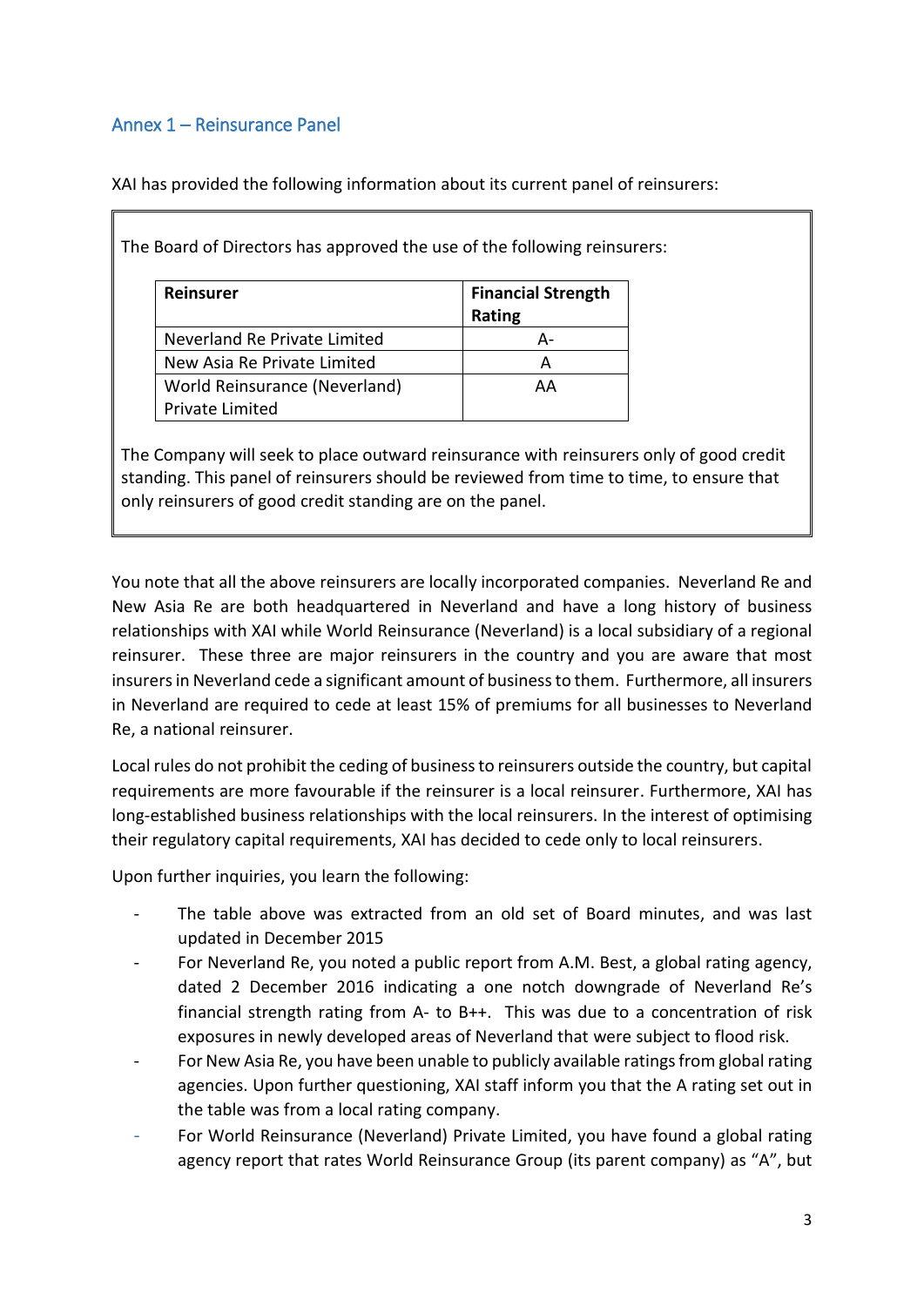## Annex 1 – Reinsurance Panel

XAI has provided the following information about its current panel of reinsurers:

> The Board of Directors has approved the use of the following reinsurers:
>
> | Reinsurer | Financial Strength Rating |
> | --- | --- |
> | Neverland Re Private Limited | A- |
> | New Asia Re Private Limited | A |
> | World Reinsurance (Neverland) Private Limited | AA |
>
> The Company will seek to place outward reinsurance with reinsurers only of good credit standing. This panel of reinsurers should be reviewed from time to time, to ensure that only reinsurers of good credit standing are on the panel.

You note that all the above reinsurers are locally incorporated companies. Neverland Re and New Asia Re are both headquartered in Neverland and have a long history of business relationships with XAI while World Reinsurance (Neverland) is a local subsidiary of a regional reinsurer. These three are major reinsurers in the country and you are aware that most insurers in Neverland cede a significant amount of business to them. Furthermore, all insurers in Neverland are required to cede at least 15% of premiums for all businesses to Neverland Re, a national reinsurer.

Local rules do not prohibit the ceding of business to reinsurers outside the country, but capital requirements are more favourable if the reinsurer is a local reinsurer. Furthermore, XAI has long-established business relationships with the local reinsurers. In the interest of optimising their regulatory capital requirements, XAI has decided to cede only to local reinsurers.

Upon further inquiries, you learn the following:

- The table above was extracted from an old set of Board minutes, and was last updated in December 2015
- For Neverland Re, you noted a public report from A.M. Best, a global rating agency, dated 2 December 2016 indicating a one notch downgrade of Neverland Re's financial strength rating from A- to B++. This was due to a concentration of risk exposures in newly developed areas of Neverland that were subject to flood risk.
- For New Asia Re, you have been unable to publicly available ratings from global rating agencies. Upon further questioning, XAI staff inform you that the A rating set out in the table was from a local rating company.
- For World Reinsurance (Neverland) Private Limited, you have found a global rating agency report that rates World Reinsurance Group (its parent company) as "A", but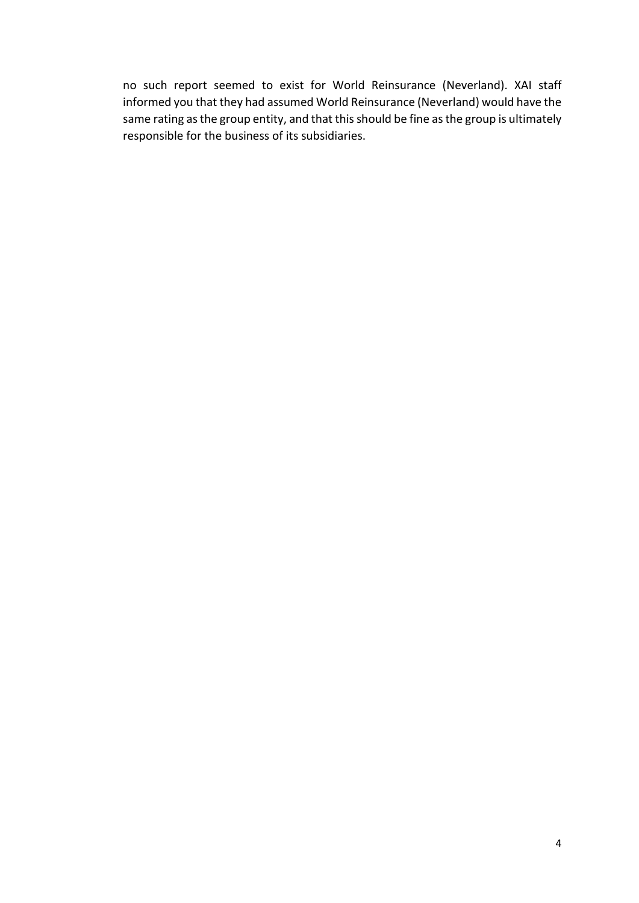no such report seemed to exist for World Reinsurance (Neverland). XAI staff informed you that they had assumed World Reinsurance (Neverland) would have the same rating as the group entity, and that this should be fine as the group is ultimately responsible for the business of its subsidiaries.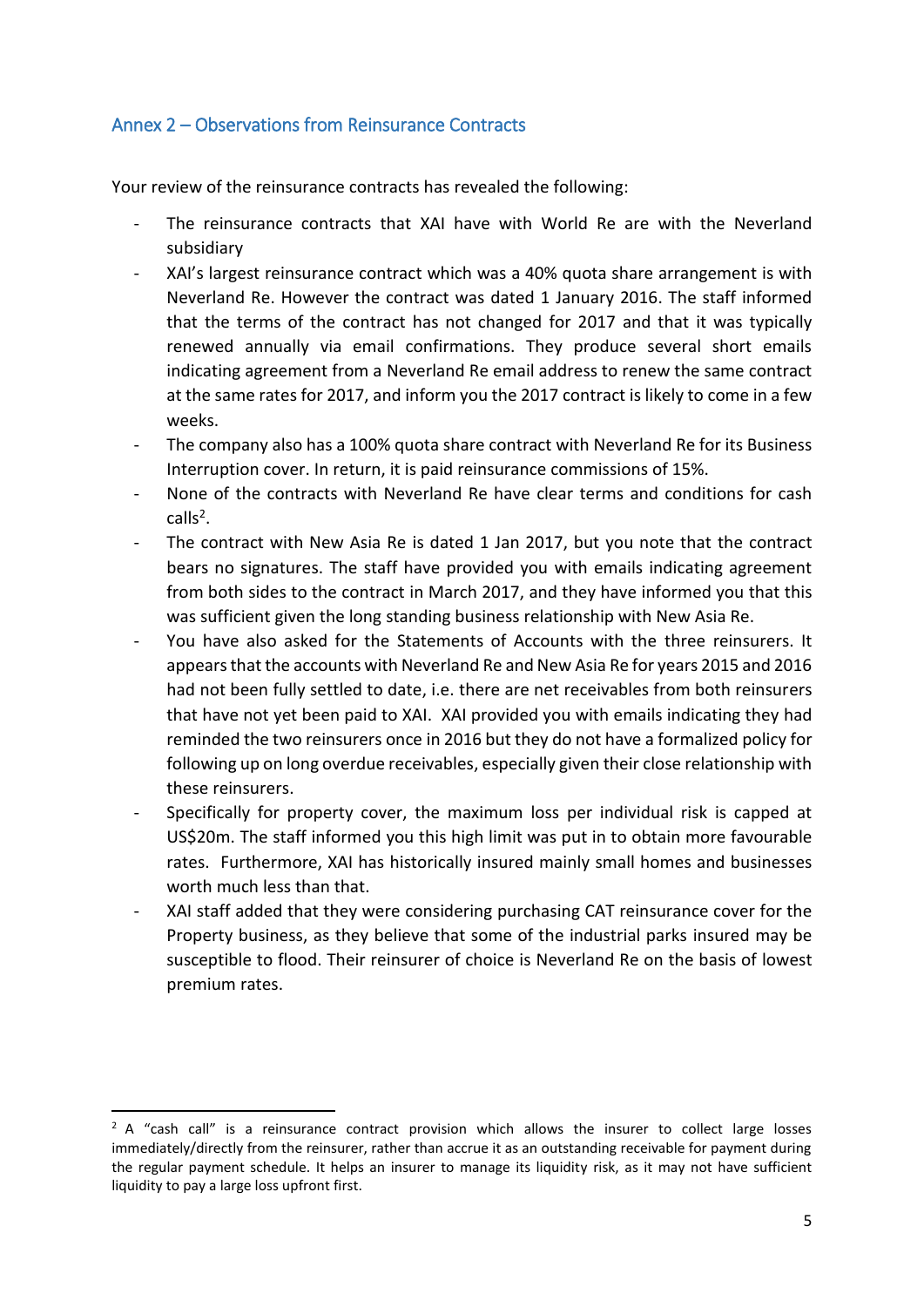## Annex 2 – Observations from Reinsurance Contracts

Your review of the reinsurance contracts has revealed the following:

- The reinsurance contracts that XAI have with World Re are with the Neverland subsidiary
- XAI's largest reinsurance contract which was a 40% quota share arrangement is with Neverland Re. However the contract was dated 1 January 2016. The staff informed that the terms of the contract has not changed for 2017 and that it was typically renewed annually via email confirmations. They produce several short emails indicating agreement from a Neverland Re email address to renew the same contract at the same rates for 2017, and inform you the 2017 contract is likely to come in a few weeks.
- The company also has a 100% quota share contract with Neverland Re for its Business Interruption cover. In return, it is paid reinsurance commissions of 15%.
- None of the contracts with Neverland Re have clear terms and conditions for cash calls[2].
- The contract with New Asia Re is dated 1 Jan 2017, but you note that the contract bears no signatures. The staff have provided you with emails indicating agreement from both sides to the contract in March 2017, and they have informed you that this was sufficient given the long standing business relationship with New Asia Re.
- You have also asked for the Statements of Accounts with the three reinsurers. It appears that the accounts with Neverland Re and New Asia Re for years 2015 and 2016 had not been fully settled to date, i.e. there are net receivables from both reinsurers that have not yet been paid to XAI. XAI provided you with emails indicating they had reminded the two reinsurers once in 2016 but they do not have a formalized policy for following up on long overdue receivables, especially given their close relationship with these reinsurers.
- Specifically for property cover, the maximum loss per individual risk is capped at US$20m. The staff informed you this high limit was put in to obtain more favourable rates. Furthermore, XAI has historically insured mainly small homes and businesses worth much less than that.
- XAI staff added that they were considering purchasing CAT reinsurance cover for the Property business, as they believe that some of the industrial parks insured may be susceptible to flood. Their reinsurer of choice is Neverland Re on the basis of lowest premium rates.

[2] A "cash call" is a reinsurance contract provision which allows the insurer to collect large losses immediately/directly from the reinsurer, rather than accrue it as an outstanding receivable for payment during the regular payment schedule. It helps an insurer to manage its liquidity risk, as it may not have sufficient liquidity to pay a large loss upfront first.